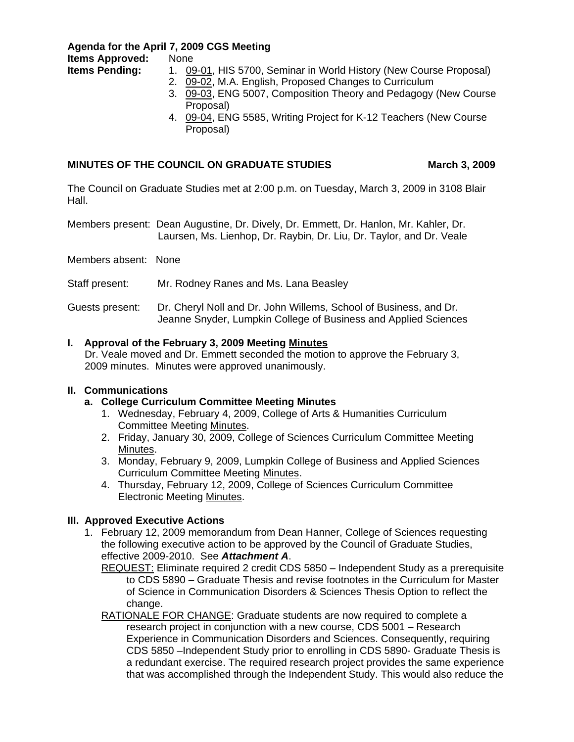**Agenda for the April 7, 2009 CGS Meeting**

**Items Approved:** None

**Items Pending:**

1. 09-01, HIS 5700, Seminar in World History (New Course Proposal)
2. 09-02, M.A. English, Proposed Changes to Curriculum
3. 09-03, ENG 5007, Composition Theory and Pedagogy (New Course Proposal)
4. 09-04, ENG 5585, Writing Project for K-12 Teachers (New Course Proposal)

**MINUTES OF THE COUNCIL ON GRADUATE STUDIES** **March 3, 2009**

The Council on Graduate Studies met at 2:00 p.m. on Tuesday, March 3, 2009 in 3108 Blair Hall.

Members present: Dean Augustine, Dr. Dively, Dr. Emmett, Dr. Hanlon, Mr. Kahler, Dr. Laursen, Ms. Lienhop, Dr. Raybin, Dr. Liu, Dr. Taylor, and Dr. Veale

Members absent: None

Staff present: Mr. Rodney Ranes and Ms. Lana Beasley

Guests present: Dr. Cheryl Noll and Dr. John Willems, School of Business, and Dr. Jeanne Snyder, Lumpkin College of Business and Applied Sciences

**I. Approval of the February 3, 2009 Meeting Minutes**

Dr. Veale moved and Dr. Emmett seconded the motion to approve the February 3, 2009 minutes. Minutes were approved unanimously.

**II. Communications**

**a. College Curriculum Committee Meeting Minutes**

1. Wednesday, February 4, 2009, College of Arts & Humanities Curriculum Committee Meeting Minutes.
2. Friday, January 30, 2009, College of Sciences Curriculum Committee Meeting Minutes.
3. Monday, February 9, 2009, Lumpkin College of Business and Applied Sciences Curriculum Committee Meeting Minutes.
4. Thursday, February 12, 2009, College of Sciences Curriculum Committee Electronic Meeting Minutes.

**III. Approved Executive Actions**

1. February 12, 2009 memorandum from Dean Hanner, College of Sciences requesting the following executive action to be approved by the Council of Graduate Studies, effective 2009-2010. See ***Attachment A***.

   REQUEST: Eliminate required 2 credit CDS 5850 – Independent Study as a prerequisite to CDS 5890 – Graduate Thesis and revise footnotes in the Curriculum for Master of Science in Communication Disorders & Sciences Thesis Option to reflect the change.

   RATIONALE FOR CHANGE: Graduate students are now required to complete a research project in conjunction with a new course, CDS 5001 – Research Experience in Communication Disorders and Sciences. Consequently, requiring CDS 5850 –Independent Study prior to enrolling in CDS 5890- Graduate Thesis is a redundant exercise. The required research project provides the same experience that was accomplished through the Independent Study. This would also reduce the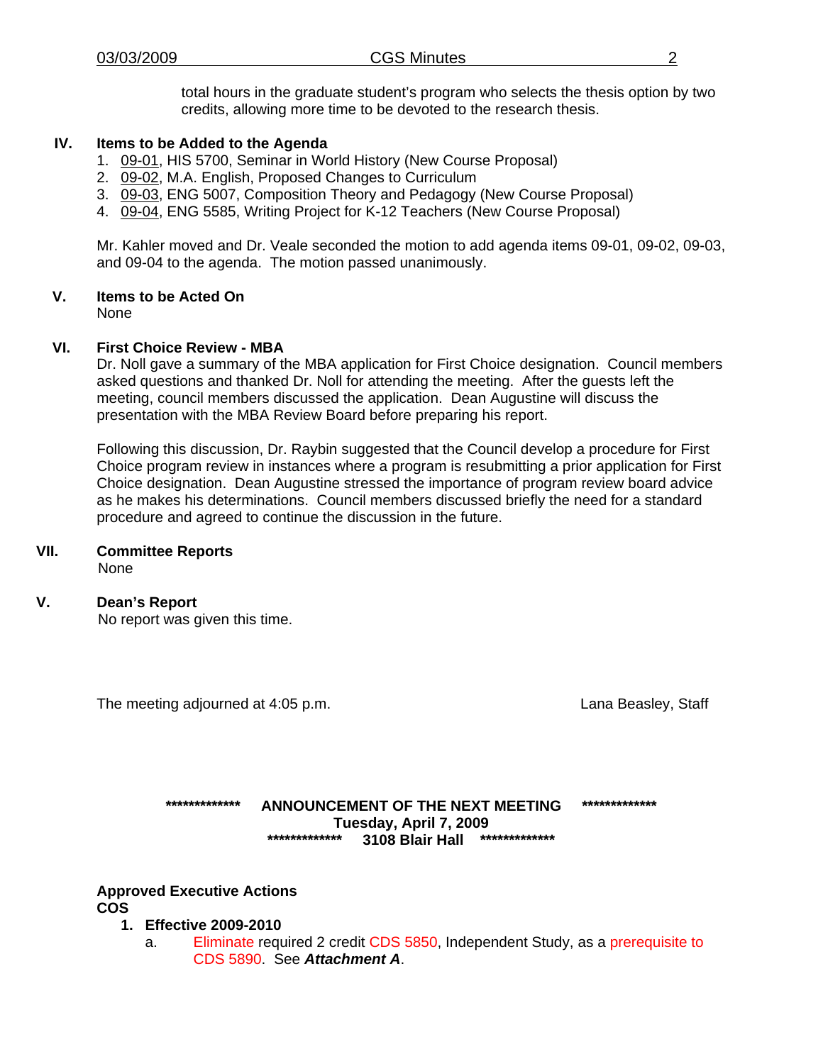total hours in the graduate student's program who selects the thesis option by two credits, allowing more time to be devoted to the research thesis.

## IV. Items to be Added to the Agenda

1. 09-01, HIS 5700, Seminar in World History (New Course Proposal)
2. 09-02, M.A. English, Proposed Changes to Curriculum
3. 09-03, ENG 5007, Composition Theory and Pedagogy (New Course Proposal)
4. 09-04, ENG 5585, Writing Project for K-12 Teachers (New Course Proposal)

Mr. Kahler moved and Dr. Veale seconded the motion to add agenda items 09-01, 09-02, 09-03, and 09-04 to the agenda. The motion passed unanimously.

## V. Items to be Acted On

None

## VI. First Choice Review - MBA

Dr. Noll gave a summary of the MBA application for First Choice designation. Council members asked questions and thanked Dr. Noll for attending the meeting. After the guests left the meeting, council members discussed the application. Dean Augustine will discuss the presentation with the MBA Review Board before preparing his report.

Following this discussion, Dr. Raybin suggested that the Council develop a procedure for First Choice program review in instances where a program is resubmitting a prior application for First Choice designation. Dean Augustine stressed the importance of program review board advice as he makes his determinations. Council members discussed briefly the need for a standard procedure and agreed to continue the discussion in the future.

## VII. Committee Reports

None

## V. Dean's Report

No report was given this time.

The meeting adjourned at 4:05 p.m. Lana Beasley, Staff

**\*\*\*\*\*\*\*\*\*\*\*\*\*\* ANNOUNCEMENT OF THE NEXT MEETING \*\*\*\*\*\*\*\*\*\*\*\*\*\***
**Tuesday, April 7, 2009**
**\*\*\*\*\*\*\*\*\*\*\*\*\*\* 3108 Blair Hall \*\*\*\*\*\*\*\*\*\*\*\*\*\***

**Approved Executive Actions**
**COS**

1. **Effective 2009-2010**
   a. Eliminate required 2 credit CDS 5850, Independent Study, as a prerequisite to CDS 5890. See ***Attachment A***.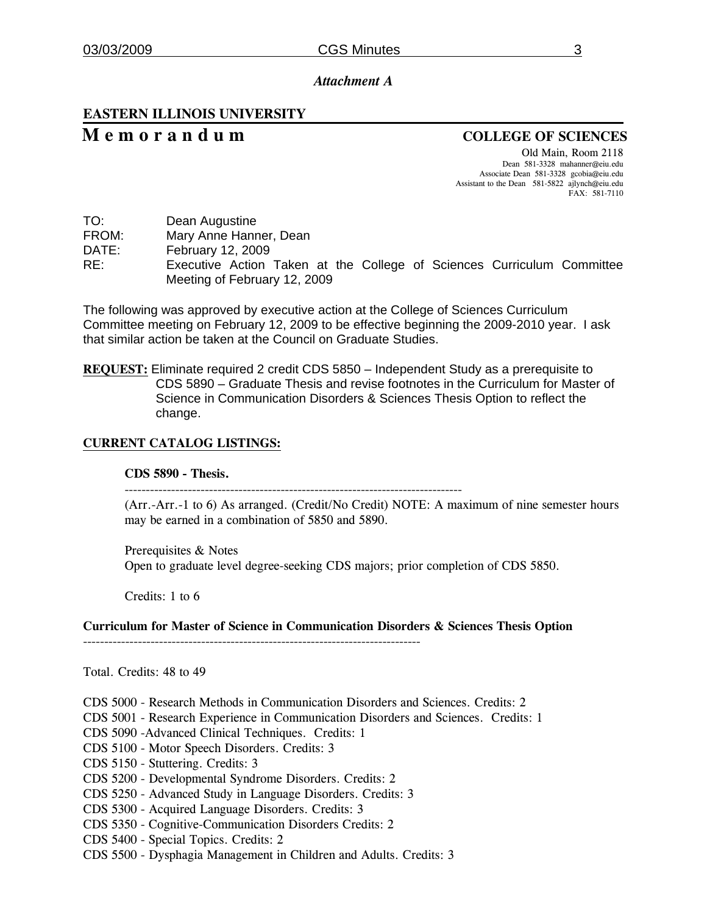*Attachment A*

**EASTERN ILLINOIS UNIVERSITY**

# Memorandum

**COLLEGE OF SCIENCES**

Old Main, Room 2118
Dean 581-3328 mahanner@eiu.edu
Associate Dean 581-3328 gcobia@eiu.edu
Assistant to the Dean 581-5822 ajlynch@eiu.edu
FAX: 581-7110

TO: Dean Augustine
FROM: Mary Anne Hanner, Dean
DATE: February 12, 2009
RE: Executive Action Taken at the College of Sciences Curriculum Committee Meeting of February 12, 2009

The following was approved by executive action at the College of Sciences Curriculum Committee meeting on February 12, 2009 to be effective beginning the 2009-2010 year. I ask that similar action be taken at the Council on Graduate Studies.

**REQUEST:** Eliminate required 2 credit CDS 5850 – Independent Study as a prerequisite to CDS 5890 – Graduate Thesis and revise footnotes in the Curriculum for Master of Science in Communication Disorders & Sciences Thesis Option to reflect the change.

**CURRENT CATALOG LISTINGS:**

**CDS 5890 - Thesis.**

(Arr.-Arr.-1 to 6) As arranged. (Credit/No Credit) NOTE: A maximum of nine semester hours may be earned in a combination of 5850 and 5890.

Prerequisites & Notes
Open to graduate level degree-seeking CDS majors; prior completion of CDS 5850.

Credits: 1 to 6

**Curriculum for Master of Science in Communication Disorders & Sciences Thesis Option**

Total. Credits: 48 to 49

CDS 5000 - Research Methods in Communication Disorders and Sciences. Credits: 2
CDS 5001 - Research Experience in Communication Disorders and Sciences. Credits: 1
CDS 5090 -Advanced Clinical Techniques. Credits: 1
CDS 5100 - Motor Speech Disorders. Credits: 3
CDS 5150 - Stuttering. Credits: 3
CDS 5200 - Developmental Syndrome Disorders. Credits: 2
CDS 5250 - Advanced Study in Language Disorders. Credits: 3
CDS 5300 - Acquired Language Disorders. Credits: 3
CDS 5350 - Cognitive-Communication Disorders Credits: 2
CDS 5400 - Special Topics. Credits: 2
CDS 5500 - Dysphagia Management in Children and Adults. Credits: 3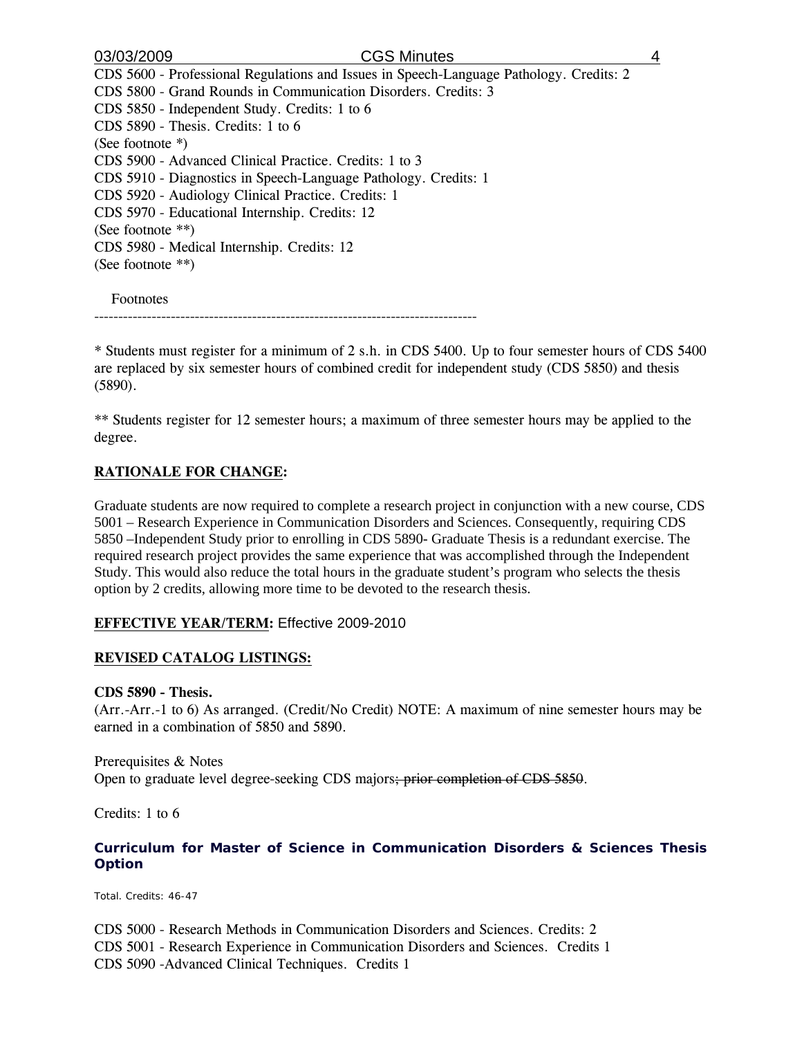CDS 5600 - Professional Regulations and Issues in Speech-Language Pathology. Credits: 2
CDS 5800 - Grand Rounds in Communication Disorders. Credits: 3
CDS 5850 - Independent Study. Credits: 1 to 6
CDS 5890 - Thesis. Credits: 1 to 6
(See footnote *)
CDS 5900 - Advanced Clinical Practice. Credits: 1 to 3
CDS 5910 - Diagnostics in Speech-Language Pathology. Credits: 1
CDS 5920 - Audiology Clinical Practice. Credits: 1
CDS 5970 - Educational Internship. Credits: 12
(See footnote **)
CDS 5980 - Medical Internship. Credits: 12
(See footnote **)

Footnotes

--------------------------------------------------------------------------------

* Students must register for a minimum of 2 s.h. in CDS 5400. Up to four semester hours of CDS 5400 are replaced by six semester hours of combined credit for independent study (CDS 5850) and thesis (5890).

** Students register for 12 semester hours; a maximum of three semester hours may be applied to the degree.

**RATIONALE FOR CHANGE:**

Graduate students are now required to complete a research project in conjunction with a new course, CDS 5001 – Research Experience in Communication Disorders and Sciences. Consequently, requiring CDS 5850 –Independent Study prior to enrolling in CDS 5890- Graduate Thesis is a redundant exercise. The required research project provides the same experience that was accomplished through the Independent Study. This would also reduce the total hours in the graduate student's program who selects the thesis option by 2 credits, allowing more time to be devoted to the research thesis.

**EFFECTIVE YEAR/TERM:** Effective 2009-2010

**REVISED CATALOG LISTINGS:**

**CDS 5890 - Thesis.**
(Arr.-Arr.-1 to 6) As arranged. (Credit/No Credit) NOTE: A maximum of nine semester hours may be earned in a combination of 5850 and 5890.

Prerequisites & Notes
Open to graduate level degree-seeking CDS majors~~; prior completion of CDS 5850~~.

Credits: 1 to 6

**Curriculum for Master of Science in Communication Disorders & Sciences Thesis Option**

Total. Credits: 46-47

CDS 5000 - Research Methods in Communication Disorders and Sciences. Credits: 2
CDS 5001 - Research Experience in Communication Disorders and Sciences. Credits 1
CDS 5090 -Advanced Clinical Techniques. Credits 1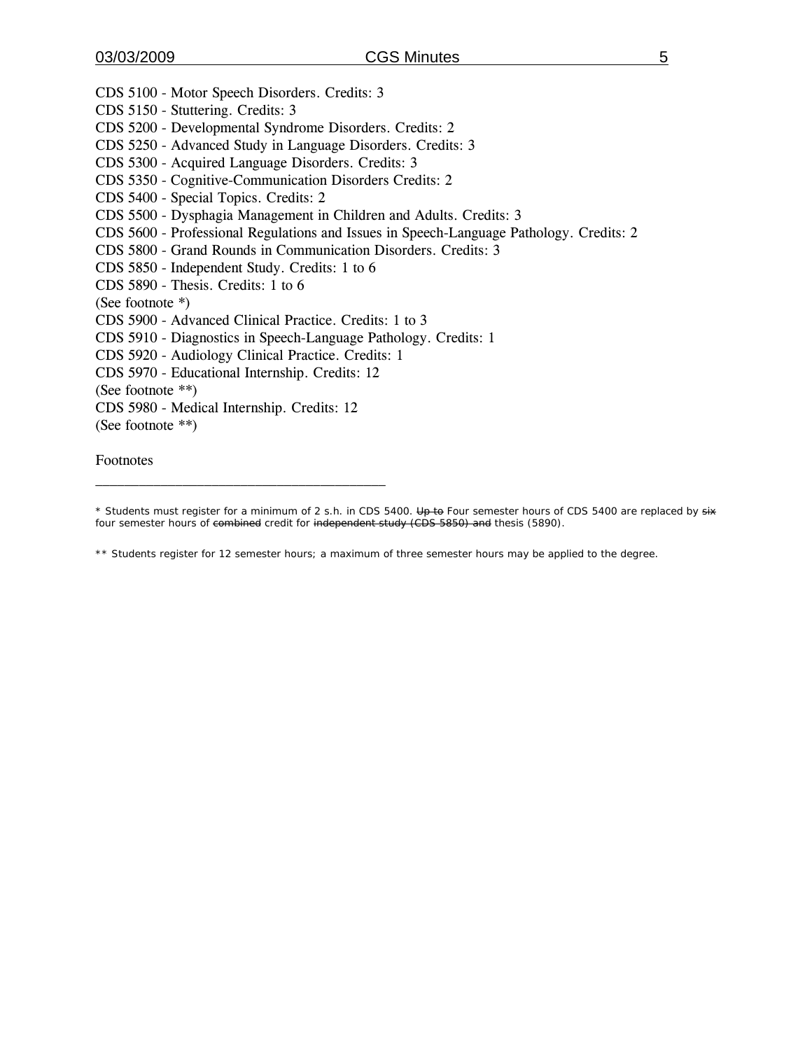CDS 5100 - Motor Speech Disorders. Credits: 3
CDS 5150 - Stuttering. Credits: 3
CDS 5200 - Developmental Syndrome Disorders. Credits: 2
CDS 5250 - Advanced Study in Language Disorders. Credits: 3
CDS 5300 - Acquired Language Disorders. Credits: 3
CDS 5350 - Cognitive-Communication Disorders Credits: 2
CDS 5400 - Special Topics. Credits: 2
CDS 5500 - Dysphagia Management in Children and Adults. Credits: 3
CDS 5600 - Professional Regulations and Issues in Speech-Language Pathology. Credits: 2
CDS 5800 - Grand Rounds in Communication Disorders. Credits: 3
CDS 5850 - Independent Study. Credits: 1 to 6
CDS 5890 - Thesis. Credits: 1 to 6
(See footnote *)
CDS 5900 - Advanced Clinical Practice. Credits: 1 to 3
CDS 5910 - Diagnostics in Speech-Language Pathology. Credits: 1
CDS 5920 - Audiology Clinical Practice. Credits: 1
CDS 5970 - Educational Internship. Credits: 12
(See footnote **)
CDS 5980 - Medical Internship. Credits: 12
(See footnote **)

Footnotes

---

* Students must register for a minimum of 2 s.h. in CDS 5400. ~~Up to~~ Four semester hours of CDS 5400 are replaced by ~~six~~ four semester hours of ~~combined~~ credit for ~~independent study (CDS 5850) and~~ thesis (5890).

** Students register for 12 semester hours; a maximum of three semester hours may be applied to the degree.